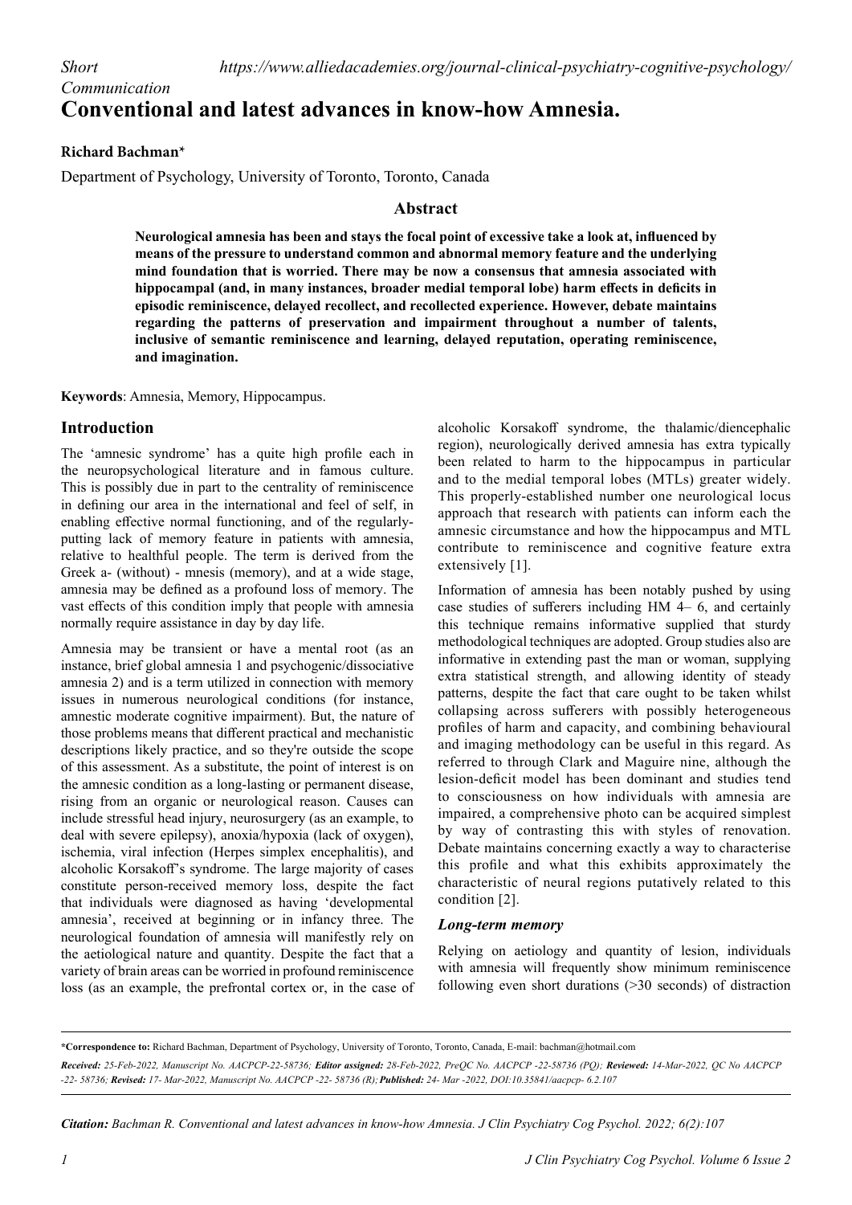*Short Communication*

https://www.alliedacademies.org/journal-clinical-psychiatry-cognitive-psychology/

# Conventional and latest advances in know-how Amnesia.

**Richard Bachman***

Department of Psychology, University of Toronto, Toronto, Canada

## Abstract

**Neurological amnesia has been and stays the focal point of excessive take a look at, influenced by means of the pressure to understand common and abnormal memory feature and the underlying mind foundation that is worried. There may be now a consensus that amnesia associated with hippocampal (and, in many instances, broader medial temporal lobe) harm effects in deficits in episodic reminiscence, delayed recollect, and recollected experience. However, debate maintains regarding the patterns of preservation and impairment throughout a number of talents, inclusive of semantic reminiscence and learning, delayed reputation, operating reminiscence, and imagination.**

**Keywords**: Amnesia, Memory, Hippocampus.

## Introduction

The 'amnesic syndrome' has a quite high profile each in the neuropsychological literature and in famous culture. This is possibly due in part to the centrality of reminiscence in defining our area in the international and feel of self, in enabling effective normal functioning, and of the regularly-putting lack of memory feature in patients with amnesia, relative to healthful people. The term is derived from the Greek a- (without) - mnesis (memory), and at a wide stage, amnesia may be defined as a profound loss of memory. The vast effects of this condition imply that people with amnesia normally require assistance in day by day life.

Amnesia may be transient or have a mental root (as an instance, brief global amnesia 1 and psychogenic/dissociative amnesia 2) and is a term utilized in connection with memory issues in numerous neurological conditions (for instance, amnestic moderate cognitive impairment). But, the nature of those problems means that different practical and mechanistic descriptions likely practice, and so they're outside the scope of this assessment. As a substitute, the point of interest is on the amnesic condition as a long-lasting or permanent disease, rising from an organic or neurological reason. Causes can include stressful head injury, neurosurgery (as an example, to deal with severe epilepsy), anoxia/hypoxia (lack of oxygen), ischemia, viral infection (Herpes simplex encephalitis), and alcoholic Korsakoff's syndrome. The large majority of cases constitute person-received memory loss, despite the fact that individuals were diagnosed as having 'developmental amnesia', received at beginning or in infancy three. The neurological foundation of amnesia will manifestly rely on the aetiological nature and quantity. Despite the fact that a variety of brain areas can be worried in profound reminiscence loss (as an example, the prefrontal cortex or, in the case of alcoholic Korsakoff syndrome, the thalamic/diencephalic region), neurologically derived amnesia has extra typically been related to harm to the hippocampus in particular and to the medial temporal lobes (MTLs) greater widely. This properly-established number one neurological locus approach that research with patients can inform each the amnesic circumstance and how the hippocampus and MTL contribute to reminiscence and cognitive feature extra extensively [1].

Information of amnesia has been notably pushed by using case studies of sufferers including HM 4– 6, and certainly this technique remains informative supplied that sturdy methodological techniques are adopted. Group studies also are informative in extending past the man or woman, supplying extra statistical strength, and allowing identity of steady patterns, despite the fact that care ought to be taken whilst collapsing across sufferers with possibly heterogeneous profiles of harm and capacity, and combining behavioural and imaging methodology can be useful in this regard. As referred to through Clark and Maguire nine, although the lesion-deficit model has been dominant and studies tend to consciousness on how individuals with amnesia are impaired, a comprehensive photo can be acquired simplest by way of contrasting this with styles of renovation. Debate maintains concerning exactly a way to characterise this profile and what this exhibits approximately the characteristic of neural regions putatively related to this condition [2].

### *Long-term memory*

Relying on aetiology and quantity of lesion, individuals with amnesia will frequently show minimum reminiscence following even short durations (>30 seconds) of distraction

**\*Correspondence to:** Richard Bachman, Department of Psychology, University of Toronto, Toronto, Canada, E-mail: bachman@hotmail.com

***Received:*** *25-Feb-2022, Manuscript No. AACPCP-22-58736;* ***Editor assigned:*** *28-Feb-2022, PreQC No. AACPCP -22-58736 (PQ);* ***Reviewed:*** *14-Mar-2022, QC No AACPCP -22- 58736;* ***Revised:*** *17- Mar-2022, Manuscript No. AACPCP -22- 58736 (R);* ***Published:*** *24- Mar -2022, DOI:10.35841/aacpcp- 6.2.107*

***Citation:*** *Bachman R. Conventional and latest advances in know-how Amnesia. J Clin Psychiatry Cog Psychol. 2022; 6(2):107*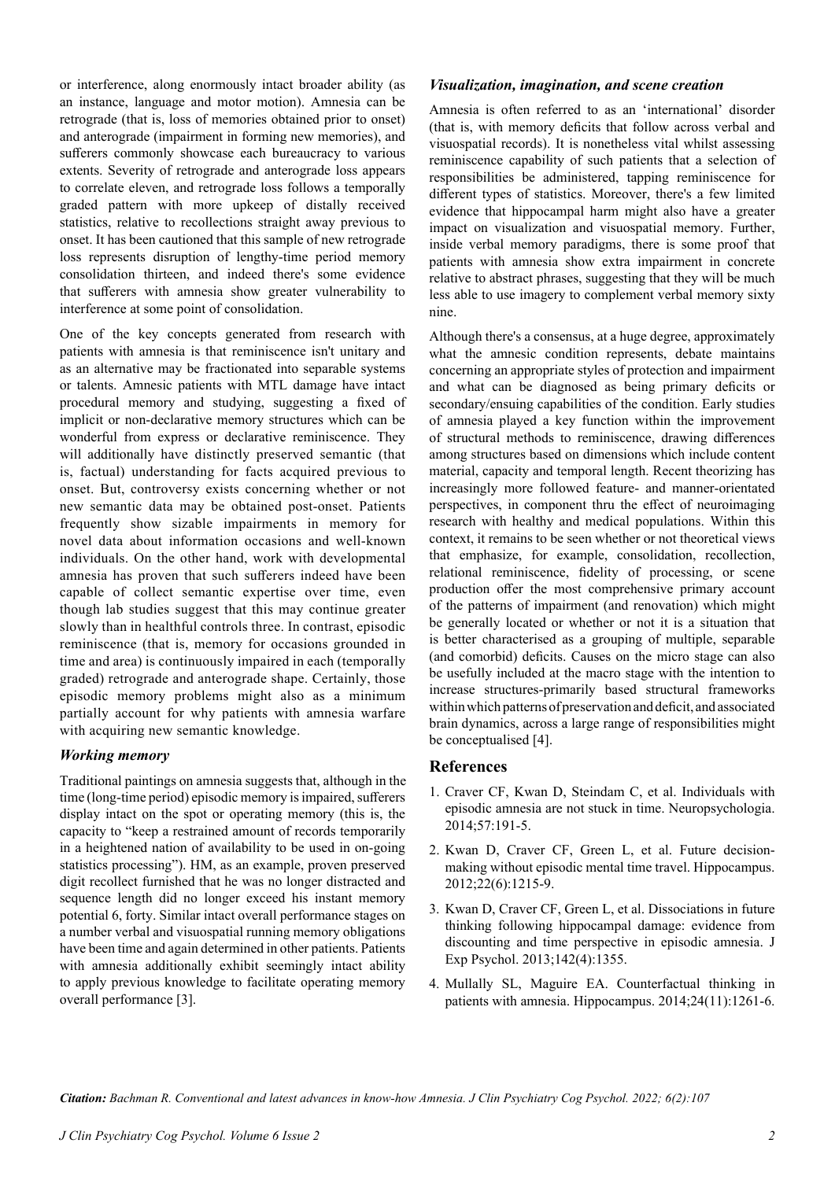or interference, along enormously intact broader ability (as an instance, language and motor motion). Amnesia can be retrograde (that is, loss of memories obtained prior to onset) and anterograde (impairment in forming new memories), and sufferers commonly showcase each bureaucracy to various extents. Severity of retrograde and anterograde loss appears to correlate eleven, and retrograde loss follows a temporally graded pattern with more upkeep of distally received statistics, relative to recollections straight away previous to onset. It has been cautioned that this sample of new retrograde loss represents disruption of lengthy-time period memory consolidation thirteen, and indeed there's some evidence that sufferers with amnesia show greater vulnerability to interference at some point of consolidation.

One of the key concepts generated from research with patients with amnesia is that reminiscence isn't unitary and as an alternative may be fractionated into separable systems or talents. Amnesic patients with MTL damage have intact procedural memory and studying, suggesting a fixed of implicit or non-declarative memory structures which can be wonderful from express or declarative reminiscence. They will additionally have distinctly preserved semantic (that is, factual) understanding for facts acquired previous to onset. But, controversy exists concerning whether or not new semantic data may be obtained post-onset. Patients frequently show sizable impairments in memory for novel data about information occasions and well-known individuals. On the other hand, work with developmental amnesia has proven that such sufferers indeed have been capable of collect semantic expertise over time, even though lab studies suggest that this may continue greater slowly than in healthful controls three. In contrast, episodic reminiscence (that is, memory for occasions grounded in time and area) is continuously impaired in each (temporally graded) retrograde and anterograde shape. Certainly, those episodic memory problems might also as a minimum partially account for why patients with amnesia warfare with acquiring new semantic knowledge.

### *Working memory*

Traditional paintings on amnesia suggests that, although in the time (long-time period) episodic memory is impaired, sufferers display intact on the spot or operating memory (this is, the capacity to "keep a restrained amount of records temporarily in a heightened nation of availability to be used in on-going statistics processing"). HM, as an example, proven preserved digit recollect furnished that he was no longer distracted and sequence length did no longer exceed his instant memory potential 6, forty. Similar intact overall performance stages on a number verbal and visuospatial running memory obligations have been time and again determined in other patients. Patients with amnesia additionally exhibit seemingly intact ability to apply previous knowledge to facilitate operating memory overall performance [3].

### *Visualization, imagination, and scene creation*

Amnesia is often referred to as an 'international' disorder (that is, with memory deficits that follow across verbal and visuospatial records). It is nonetheless vital whilst assessing reminiscence capability of such patients that a selection of responsibilities be administered, tapping reminiscence for different types of statistics. Moreover, there's a few limited evidence that hippocampal harm might also have a greater impact on visualization and visuospatial memory. Further, inside verbal memory paradigms, there is some proof that patients with amnesia show extra impairment in concrete relative to abstract phrases, suggesting that they will be much less able to use imagery to complement verbal memory sixty nine.

Although there's a consensus, at a huge degree, approximately what the amnesic condition represents, debate maintains concerning an appropriate styles of protection and impairment and what can be diagnosed as being primary deficits or secondary/ensuing capabilities of the condition. Early studies of amnesia played a key function within the improvement of structural methods to reminiscence, drawing differences among structures based on dimensions which include content material, capacity and temporal length. Recent theorizing has increasingly more followed feature- and manner-orientated perspectives, in component thru the effect of neuroimaging research with healthy and medical populations. Within this context, it remains to be seen whether or not theoretical views that emphasize, for example, consolidation, recollection, relational reminiscence, fidelity of processing, or scene production offer the most comprehensive primary account of the patterns of impairment (and renovation) which might be generally located or whether or not it is a situation that is better characterised as a grouping of multiple, separable (and comorbid) deficits. Causes on the micro stage can also be usefully included at the macro stage with the intention to increase structures-primarily based structural frameworks within which patterns of preservation and deficit, and associated brain dynamics, across a large range of responsibilities might be conceptualised [4].

## References

1. Craver CF, Kwan D, Steindam C, et al. Individuals with episodic amnesia are not stuck in time. Neuropsychologia. 2014;57:191-5.
2. Kwan D, Craver CF, Green L, et al. Future decision-making without episodic mental time travel. Hippocampus. 2012;22(6):1215-9.
3. Kwan D, Craver CF, Green L, et al. Dissociations in future thinking following hippocampal damage: evidence from discounting and time perspective in episodic amnesia. J Exp Psychol. 2013;142(4):1355.
4. Mullally SL, Maguire EA. Counterfactual thinking in patients with amnesia. Hippocampus. 2014;24(11):1261-6.

***Citation:*** *Bachman R. Conventional and latest advances in know-how Amnesia. J Clin Psychiatry Cog Psychol. 2022; 6(2):107*